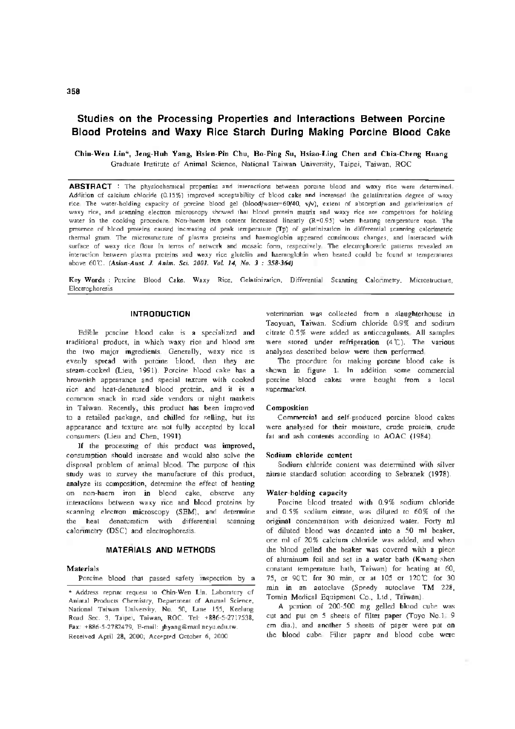# Studies on the Processing Properties and Interactions Between Porcine Blood Proteins and Waxy Rice Starch During Making Porcine Blood Cake

**Chin-Wen Lin\*, Jeng-Huh Yang, Hsien-Pin Chu, Bo-Ping Su, Hsiao-Ling Chen and Chia-Cheng Huang**

Graduate Institute of Animal Science, National Taiwan University, Taipei, Taiwan, ROC

**ABSTRACT** : The physiochemical properties and interactions between porcine blood and waxy rice were determined. Addition of calcium chloride (0.15%) improved acceptability of blood cake and increased the gelatinization degree of waxy rice. The water-holding capacity of porcine blood gel (blood/water=60/40, v/v), extent of absorption and gelatinization of waxy rice, and scanning electron microscopy showed that blood protein matrix and waxy rice are competitors for holding water in the cooking procedure. Non-haem iron content increased linearly (R=0.95) when heating temperature rose. The presence of blood proteins caused increasing of peak temperature (Tp) of gelatinization in differential scanning calorimetric thermal gram. The microstructure of plasma proteins and haemoglobin appeared continuous changes, and interacted with surface of waxy rice flour in terms of network and mosaic form, respectively. The electrophoretic patterns revealed an interaction between plasma proteins and waxy rice glutelin and haemoglobin when heated could be found at temperatures above 60℃. *(Asian-Aust. J. Anim. Sci. 2001. Vol. 14, No. 3 : 358-364)*

**Key Words** : Porcine Blood Cake, Waxy Rice, Gelatinization, Differential Scanning Calorimetry, Microstructure, Electrophoresis

## INTRODUCTION

Edible porcine blood cake is a specialized and traditional product, in which waxy rice and blood are the two major ingredients. Generally, waxy rice is evenly spread with porcine blood, then they are steam-cooked (Lieu, 1991). Porcine blood cake has a brownish appearance and special texture with cooked rice and heat-denatured blood protein, and it is a common snack in road side vendors or night markets in Taiwan. Recently, this product has been improved to a retailed package, and chilled for selling, but its appearance and texture are not fully accepted by local consumers (Lieu and Chen, 1991).

If the processing of this product was improved, consumption should increase and would also solve the disposal problem of animal blood. The purpose of this study was to survey the manufacture of this product, analyze its composition, determine the effect of heating on non-haem iron in blood cake, observe any interactions between waxy rice and blood proteins by scanning electron microscopy (SEM), and determine the heat denaturation with differential scanning calorimetry (DSC) and electrophoresis.

## MATERIALS AND METHODS

### Materials

Porcine blood that passed safety inspection by a veterinarian was collected from a slaughterhouse in Taoyuan, Taiwan. Sodium chloride 0.9% and sodium citrate 0.5% were added as anticoagulants. All samples were stored under refrigeration (4℃). The various analyses described below were then performed.

The procedure for making porcine blood cake is shown in figure 1. In addition some commercial porcine blood cakes were bought from a local supermarket.

### Composition

Commercial and self-produced porcine blood cakes were analysed for their moisture, crude protein, crude fat and ash contents according to AOAC (1984).

### Sodium chloride content

Sodium chloride content was determined with silver nitrate standard solution according to Sebranek (1978).

### Water-holding capacity

Porcine blood treated with 0.9% sodium chloride and 0.5% sodium citrate, was diluted to 60% of the original concentration with deionized water. Forty ml of diluted blood was decanted into a 50 ml beaker, one ml of 20% calcium chloride was added, and when the blood gelled the beaker was covered with a piece of aluminum foil and set in a water bath (Kwang-shen constant temperature bath, Taiwan) for heating at 60, 75, or 90℃ for 30 min, or at 105 or 120℃ for 30 min in an autoclave (Speedy autoclave TM 228, Tomin Medical Equipment Co., Ltd., Taiwan).

A portion of 200-500 mg gelled blood cube was cut and put on 5 sheets of filter paper (Toyo No.1, 9 cm dia.), and another 5 sheets of paper were put on the blood cube. Filter paper and blood cube were

\* Address reprint request to Chin-Wen Lin. Laboratory of Animal Products Chemistry, Department of Animal Science, National Taiwan University, No. 50, Lane 155, Keelung Road Sec. 3, Taipei, Taiwan, ROC. Tel: +886-5-2717538, Fax: +886-5-2782479, E-mail: jhyang@mail.ncyu.edu.tw.

Received April 28, 2000; Accepted October 6, 2000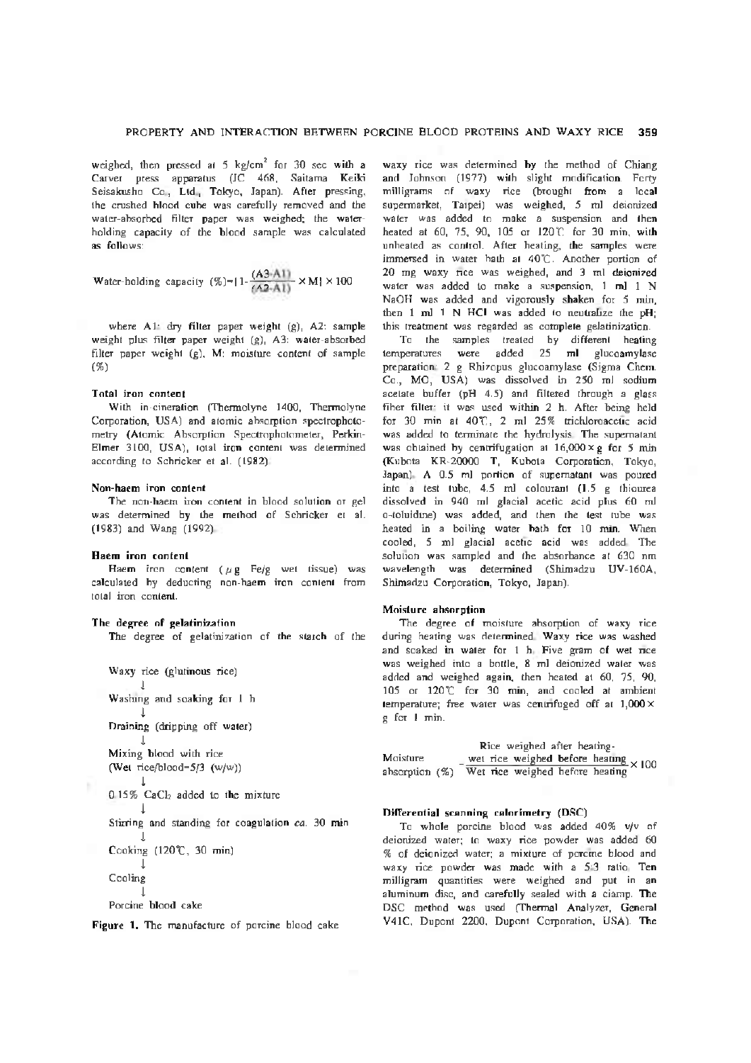weighed, then pressed at 5 kg/cm$^2$ for 30 sec with a Carver press apparatus (JC 468, Saitama Keiki Seisakusho Co., Ltd., Tokyo, Japan). After pressing, the crushed blood cube was carefully removed and the water-absorbed filter paper was weighed; the water-holding capacity of the blood sample was calculated as follows:

$$\text{Water-holding capacity (\%)} = [1 - \frac{(A3-A1)}{(A2-A1)} \times M] \times 100$$

where A1: dry filter paper weight (g), A2: sample weight plus filter paper weight (g), A3: water-absorbed filter paper weight (g), M: moisture content of sample (%)

### Total iron content

With in-cineration (Thermolyne 1400, Thermolyne Corporation, USA) and atomic absorption spectrophotometry (Atomic Absorption Spectrophotometer, Perkin-Elmer 3100, USA), total iron content was determined according to Schricker et al. (1982).

### Non-haem iron content

The non-haem iron content in blood solution or gel was determined by the method of Schricker et al. (1983) and Wang (1992).

### Haem iron content

Haem iron content ($\mu$g Fe/g wet tissue) was calculated by deducting non-haem iron content from total iron content.

### The degree of gelatinization

The degree of gelatinization of the starch of the waxy rice was determined by the method of Chiang and Johnson (1977) with slight modification. Forty milligrams of waxy rice (brought from a local supermarket, Taipei) was weighed, 5 ml deionized water was added to make a suspension and then heated at 60, 75, 90, 105 or 120℃ for 30 min, with unheated as control. After heating, the samples were immersed in water bath at 40℃. Another portion of 20 mg waxy rice was weighed, and 3 ml deionized water was added to make a suspension, 1 ml 1 N NaOH was added and vigorously shaken for 5 min, then 1 ml 1 N HCl was added to neutralize the pH; this treatment was regarded as complete gelatinization.

To the samples treated by different heating temperatures were added 25 ml glucoamylase preparation: 2 g Rhizopus glucoamylase (Sigma Chem. Co., MO, USA) was dissolved in 250 ml sodium acetate buffer (pH 4.5) and filtered through a glass fiber filter; it was used within 2 h. After being held for 30 min at 40℃, 2 ml 25% trichloroacetic acid was added to terminate the hydrolysis. The supernatant was obtained by centrifugation at 16,000×g for 5 min (Kubota KR-20000 T, Kubota Corporation, Tokyo, Japan). A 0.5 ml portion of supernatant was poured into a test tube, 4.5 ml colourant (1.5 g thiourea dissolved in 940 ml glacial acetic acid plus 60 ml o-toluidine) was added, and then the test tube was heated in a boiling water bath for 10 min. When cooled, 5 ml glacial acetic acid was added. The solution was sampled and the absorbance at 630 nm wavelength was determined (Shimadzu UV-160A, Shimadzu Corporation, Tokyo, Japan).

Waxy rice (glutinous rice)
↓
Washing and soaking for 1 h
↓
Draining (dripping off water)
↓
Mixing blood with rice
(Wet rice/blood=5/3 (w/w))
↓
0.15% $CaCl_2$ added to the mixture
↓
Stirring and standing for coagulation *ca.* 30 min
↓
Cooking (120℃, 30 min)
↓
Cooling
↓
Porcine blood cake

**Figure 1.** The manufacture of porcine blood cake

### Moisture absorption

The degree of moisture absorption of waxy rice during heating was determined. Waxy rice was washed and soaked in water for 1 h. Five gram of wet rice was weighed into a bottle, 8 ml deionized water was added and weighed again, then heated at 60, 75, 90, 105 or 120℃ for 30 min, and cooled at ambient temperature; free water was centrifuged off at 1,000×g for 1 min.

$$\text{Moisture absorption (\%)} = \frac{\text{Rice weighed after heating} - \text{wet rice weighed before heating}}{\text{Wet rice weighed before heating}} \times 100$$

### Differential scanning calorimetry (DSC)

To whole porcine blood was added 40% v/v of deionized water; to waxy rice powder was added 60 % of deionized water; a mixture of porcine blood and waxy rice powder was made with a 5:3 ratio. Ten milligram quantities were weighed and put in an aluminum disc, and carefully sealed with a clamp. The DSC method was used (Thermal Analyzer, General V41C, Dupont 2200, Dupont Corporation, USA). The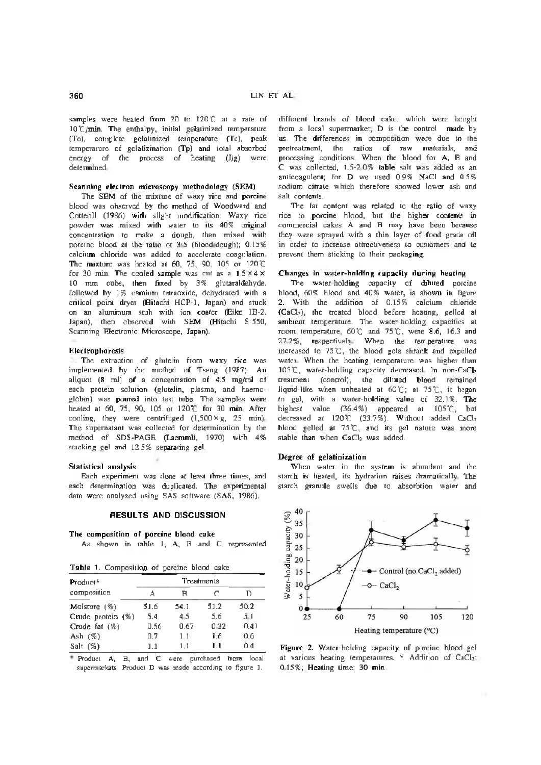samples were heated from 20 to 120℃ at a rate of 10℃/min. The enthalpy, initial gelatinized temperature (To), complete gelatinized temperature (Tc), peak temperature of gelatizination (Tp) and total absorbed energy of the process of heating (J/g) were determined.

### Scanning electron microscopy methodology (SEM)

The SEM of the mixture of waxy rice and porcine blood was observed by the method of Woodward and Cotterill (1986) with slight modification. Waxy rice powder was mixed with water to its 40% original concentration to make a dough, then mixed with porcine blood at the ratio of 3:5 (blood:dough); 0.15% calcium chloride was added to accelerate coagulation. The mixture was heated at 60, 75, 90, 105 or 120℃ for 30 min. The cooled sample was cut as a 1.5×4×10 mm cube, then fixed by 3% glutaraldehyde, followed by 1% osmium tetraoxide, dehydrated with a critical point dryer (Hitachi HCP-1, Japan) and stuck on an aluminum stub with ion coater (Eiko IB-2, Japan), then observed with SEM (Hitachi S-550, Scanning Electronic Microscope, Japan).

### Electrophoresis

The extraction of glutelin from waxy rice was implemented by the method of Tseng (1987). An aliquot (8 ml) of a concentration of 4.5 mg/ml of each protein solution (glutelin, plasma, and haemoglobin) was poured into test tube. The samples were heated at 60, 75, 90, 105 or 120℃ for 30 min. After cooling, they were centrifuged (1,500×g, 25 min). The supernatant was collected for determination by the method of SDS-PAGE (Laemmli, 1970) with 4% stacking gel and 12.5% separating gel.

### Statistical analysis

Each experiment was done at least three times, and each determination was duplicated. The experimental data were analyzed using SAS software (SAS, 1986).

## RESULTS AND DISCUSSION

### The composition of porcine blood cake

As shown in table 1, A, B and C represented different brands of blood cake, which were bought from a local supermarket; D is the control made by us. The differences in composition were due to the pretreatment, the ratios of raw materials, and processing conditions. When the blood for A, B and C was collected, 1.5-2.0% table salt was added as an anticoagulent; for D we used 0.9% NaCl and 0.5% sodium citrate which therefore showed lower ash and salt contents.

The fat content was related to the ratio of waxy rice to porcine blood, but the higher contents in commercial cakes A and B may have been because they were sprayed with a thin layer of food grade oil in order to increase attractiveness to customers and to prevent them sticking to their packaging.

Table 1. Composition of porcine blood cake

| Product* composition | Treatments | | | |
|---|---|---|---|---|
| | A | B | C | D |
| Moisture (%) | 51.6 | 54.1 | 51.2 | 50.2 |
| Crude protein (%) | 5.4 | 4.5 | 5.6 | 5.1 |
| Crude fat (%) | 0.56 | 0.67 | 0.32 | 0.41 |
| Ash (%) | 0.7 | 1.1 | 1.6 | 0.6 |
| Salt (%) | 1.1 | 1.1 | 1.1 | 0.4 |

\* Product A, B, and C were purchased from local supermarkets. Product D was made according to figure 1.

### Changes in water-holding capacity during heating

The water-holding capacity of diluted porcine blood, 60% blood and 40% water, is shown in figure 2. With the addition of 0.15% calcium chloride ($CaCl_2$), the treated blood before heating, gelled at ambient temperature. The water-holding capacities at room temperature, 60℃ and 75℃, were 8.6, 16.3 and 27.2%, respectively. When the temperature was increased to 75℃, the blood gels shrank and expelled water. When the heating temperature was higher than 105℃, water-holding capacity decreased. In non-$CaCl_2$ treatment (control), the diluted blood remained liquid-like when unheated at 60℃; at 75℃, it began to gel, with a water-holding value of 32.1%. The highest value (36.4%) appeared at 105℃, but decreased at 120℃ (33.7%). Without added $CaCl_2$ blood gelled at 75℃, and its gel nature was more stable than when $CaCl_2$ was added.

### Degree of gelatinization

When water in the system is abundant and the starch is heated, its hydration raises dramatically. The starch granule swells due to absorbtion water and

Figure 2. Water-holding capacity of porcine blood gel at various heating temperatures. * Addition of $CaCl_2$: 0.15%; Heating time: 30 min.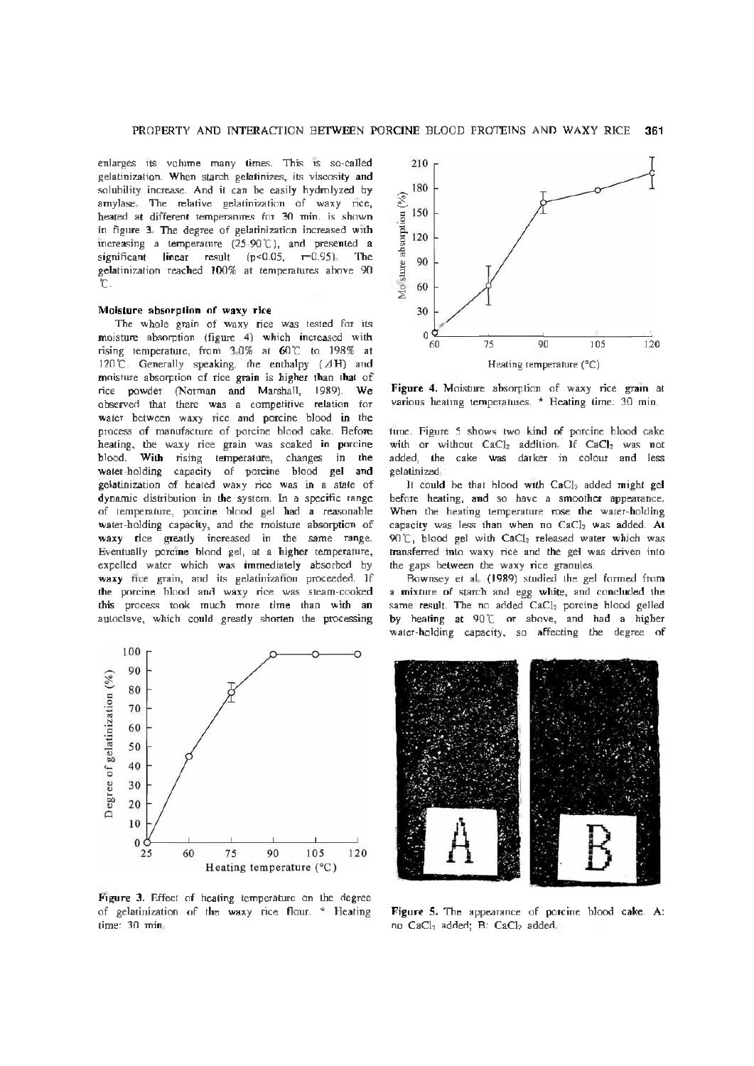enlarges its volume many times. This is so-called gelatinization. When starch gelatinizes, its viscosity and solubility increase. And it can be easily hydrolyzed by amylase. The relative gelatinization of waxy rice, heated at different temperatures for 30 min. is shown in figure 3. The degree of gelatinization increased with increasing a temperature (25-90℃), and presented a significant linear result ($p<0.05$, $r=0.95$). The gelatinization reached 100% at temperatures above 90 ℃.

#### Moisture absorption of waxy rice

The whole grain of waxy rice was tested for its moisture absorption (figure 4) which increased with rising temperature, from 3.0% at 60℃ to 198% at 120℃. Generally speaking, the enthalpy ($\Delta H$) and moisture absorption of rice grain is higher than that of rice powder (Norman and Marshall, 1989). We observed that there was a competitive relation for water between waxy rice and porcine blood in the process of manufacture of porcine blood cake. Before heating, the waxy rice grain was soaked in porcine blood. With rising temperature, changes in the water-holding capacity of porcine blood gel and gelatinization of heated waxy rice was in a state of dynamic distribution in the system. In a specific range of temperature, porcine blood gel had a reasonable water-holding capacity, and the moisture absorption of waxy rice greatly increased in the same range. Eventually porcine blood gel, at a higher temperature, expelled water which was immediately absorbed by waxy rice grain, and its gelatinization proceeded. If the porcine blood and waxy rice was steam-cooked this process took much more time than with an autoclave, which could greatly shorten the processing time. Figure 5 shows two kind of porcine blood cake with or without $CaCl_2$ addition. If $CaCl_2$ was not added, the cake was darker in colour and less gelatinized.

It could be that blood with $CaCl_2$ added might gel before heating, and so have a smoother appearance. When the heating temperature rose the water-holding capacity was less than when no $CaCl_2$ was added. At 90℃, blood gel with $CaCl_2$ released water which was transferred into waxy rice and the gel was driven into the gaps between the waxy rice granules.

Bowmsey et al. (1989) studied the gel formed from a mixture of starch and egg white, and concluded the same result. The no added $CaCl_2$ porcine blood gelled by heating at 90℃ or above, and had a higher water-holding capacity, so affecting the degree of

Figure 3. Effect of heating temperature on the degree of gelatinization of the waxy rice flour. * Heating time: 30 min.

Figure 4. Moisture absorption of waxy rice grain at various heating temperatures. * Heating time: 30 min.

Figure 5. The appearance of porcine blood cake. A: no $CaCl_2$ added; B: $CaCl_2$ added.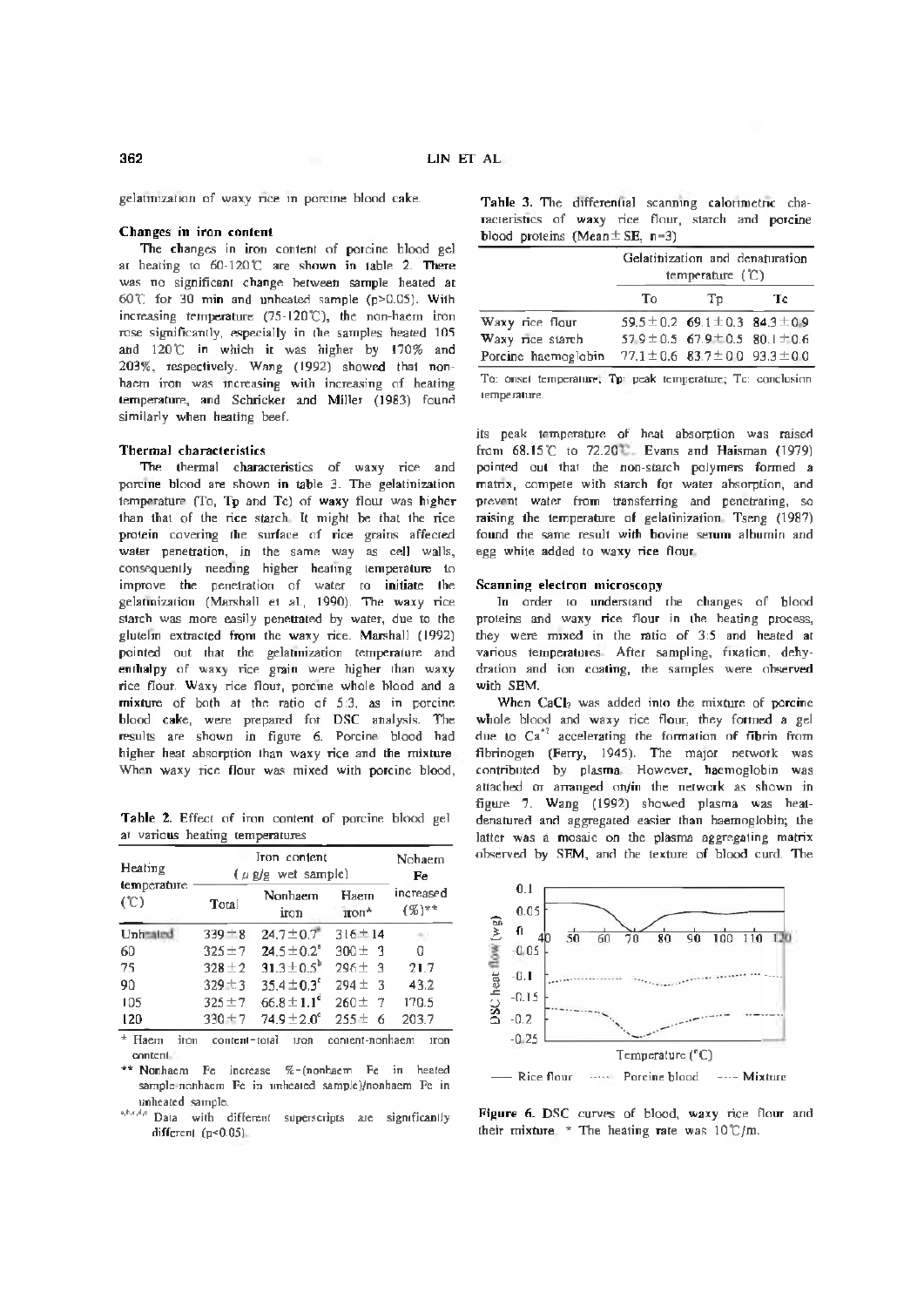gelatinization of waxy rice in porcine blood cake.

### Changes in iron content

The changes in iron content of porcine blood gel at heating to 60-120℃ are shown in table 2. There was no significant change between sample heated at 60℃ for 30 min and unheated sample ($p>0.05$). With increasing temperature (75-120℃), the non-haem iron rose significantly, especially in the samples heated 105 and 120℃ in which it was higher by 170% and 203%, respectively. Wang (1992) showed that non-haem iron was increasing with increasing of heating temperature, and Schricker and Miller (1983) found similarly when heating beef.

### Thermal characteristics

The thermal characteristics of waxy rice and porcine blood are shown in table 3. The gelatinization temperature (To, Tp and Tc) of waxy flour was higher than that of the rice starch. It might be that the rice protein covering the surface of rice grains affected water penetration, in the same way as cell walls, consequently needing higher heating temperature to improve the penetration of water to initiate the gelatinization (Marshall et al., 1990). The waxy rice starch was more easily penetrated by water, due to the glutelin extracted from the waxy rice. Marshall (1992) pointed out that the gelatinization temperature and enthalpy of waxy rice grain were higher than waxy rice flour. Waxy rice flour, porcine whole blood and a mixture of both at the ratio of 5:3, as in porcine blood cake, were prepared for DSC analysis. The results are shown in figure 6. Porcine blood had higher heat absorption than waxy rice and the mixture. When waxy rice flour was mixed with porcine blood,

**Table 2.** Effect of iron content of porcine blood gel at various heating temperatures

| Heating temperature (℃) | Iron content ($\mu$g/g wet sample) | | | Nohaem Fe increased (%)** |
|---|---|---|---|---|
| | Total | Nonhaem iron | Haem iron* | |
| Unheated | 339±8 | 24.7±0.7[a] | 316±14 | - |
| 60 | 325±7 | 24.5±0.2[a] | 300±3 | 0 |
| 75 | 328±2 | 31.3±0.5[b] | 296±3 | 21.7 |
| 90 | 329±3 | 35.4±0.3[c] | 294±3 | 43.2 |
| 105 | 325±7 | 66.8±1.1[d] | 260±7 | 170.5 |
| 120 | 330±7 | 74.9±2.0[e] | 255±6 | 203.7 |

\* Haem iron content=total iron content-nonhaem iron content.

\*\* Nonhaem Fe increase %=(nonhaem Fe in heated sample-nonhaem Fe in unheated sample)/nonhaem Fe in unheated sample.

[a,b,c,d,e] Data with different superscripts are significantly different ($p<0.05$).

**Table 3.** The differential scanning calorimetric characteristics of waxy rice flour, starch and porcine blood proteins (Mean±SE, n=3)

| | Gelatinization and denaturation temperature (℃) | | |
|---|---|---|---|
| | To | Tp | Tc |
| Waxy rice flour | 59.5±0.2 | 69.1±0.3 | 84.3±0.9 |
| Waxy rice starch | 57.9±0.5 | 67.9±0.5 | 80.1±0.6 |
| Porcine haemoglobin | 77.1±0.6 | 83.7±0.0 | 93.3±0.0 |

To: onset temperature; Tp: peak temperature; Tc: conclusion temperature.

its peak temperature of heat absorption was raised from 68.15℃ to 72.20℃. Evans and Haisman (1979) pointed out that the non-starch polymers formed a matrix, compete with starch for water absorption, and prevent water from transferring and penetrating, so raising the temperature of gelatinization. Tseng (1987) found the same result with bovine serum albumin and egg white added to waxy rice flour.

### Scanning electron microscopy

In order to understand the changes of blood proteins and waxy rice flour in the heating process, they were mixed in the ratio of 3:5 and heated at various temperatures. After sampling, fixation, dehydration and ion coating, the samples were observed with SEM.

When $CaCl_2$ was added into the mixture of porcine whole blood and waxy rice flour, they formed a gel due to $Ca^{+2}$ accelerating the formation of fibrin from fibrinogen (Ferry, 1945). The major network was contributed by plasma. However, haemoglobin was attached or arranged on/in the network as shown in figure 7. Wang (1992) showed plasma was heat-denatured and aggregated easier than haemoglobin; the latter was a mosaic on the plasma aggregating matrix observed by SEM, and the texture of blood curd. The

**Figure 6.** DSC curves of blood, waxy rice flour and their mixture. * The heating rate was 10℃/m.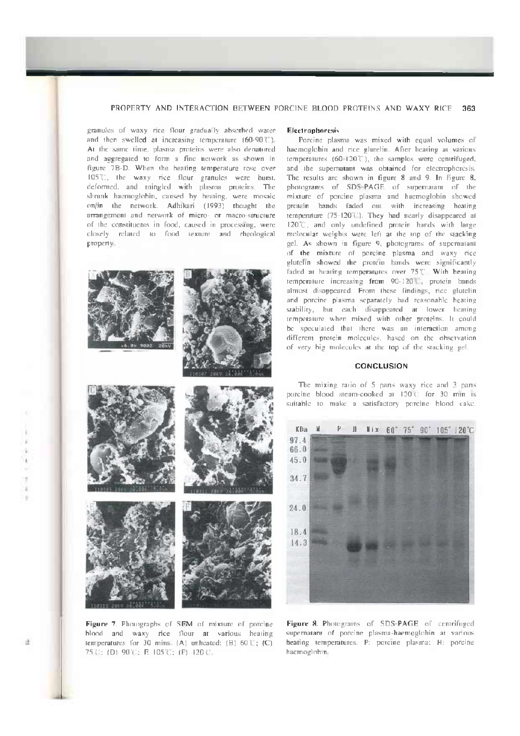granules of waxy rice flour gradually absorbed water and then swelled at increasing temperature (60-90℃). At the same time, plasma proteins were also denatured and aggregated to form a fine network as shown in figure 7B-D. When the heating temperature rose over 105℃, the waxy rice flour granules were burst, deformed, and mingled with plasma proteins. The shrunk haemoglobin, caused by heating, were mosaic on/in the network. Adhikari (1993) thought the arrangement and network of micro- or macro-structure of the constituents in food, caused in processing, were closely related to food texture and rheological property.

Figure 7. Photographs of SEM of mixture of porcine blood and waxy rice flour at various heating temperatures for 30 mins. (A) unheated; (B) 60℃; (C) 75℃; (D) 90℃; E 105℃; (F) 120℃.

### Electrophoresis

Porcine plasma was mixed with equal volumes of haemoglobin and rice glutelin. After heating at various temperatures (60-120℃), the samples were centrifuged, and the supernatant was obtained for electrophoresis. The results are shown in figure 8 and 9. In figure 8, photograms of SDS-PAGE of supernatant of the mixture of porcine plasma and haemoglobin showed protein bands faded out with increasing heating temperature (75-120℃). They had nearly disappeared at 120℃, and only undefined protein bands with large molecular weights were left at the top of the stacking gel. As shown in figure 9, photograms of supernatant of the mixture of porcine plasma and waxy rice glutelin showed the protein bands were significantly faded at heating temperatures over 75℃. With heating temperature increasing from 90-120℃, protein bands almost disappeared. From these findings, rice glutelin and porcine plasma separately had reasonable heating stability, but each disappeared at lower heating temperature when mixed with other proteins. It could be speculated that there was an interaction among different protein molecules, based on the observation of very big molecules at the top of the stacking gel.

## CONCLUSION

The mixing ratio of 5 parts waxy rice and 3 parts porcine blood steam-cooked at 120℃ for 30 min is suitable to make a satisfactory porcine blood cake.

Figure 8. Photograms of SDS-PAGE of centrifuged supernatant of porcine plasma-haemoglobin at various heating temperatures. P: porcine plasma; H: porcine haemoglobin.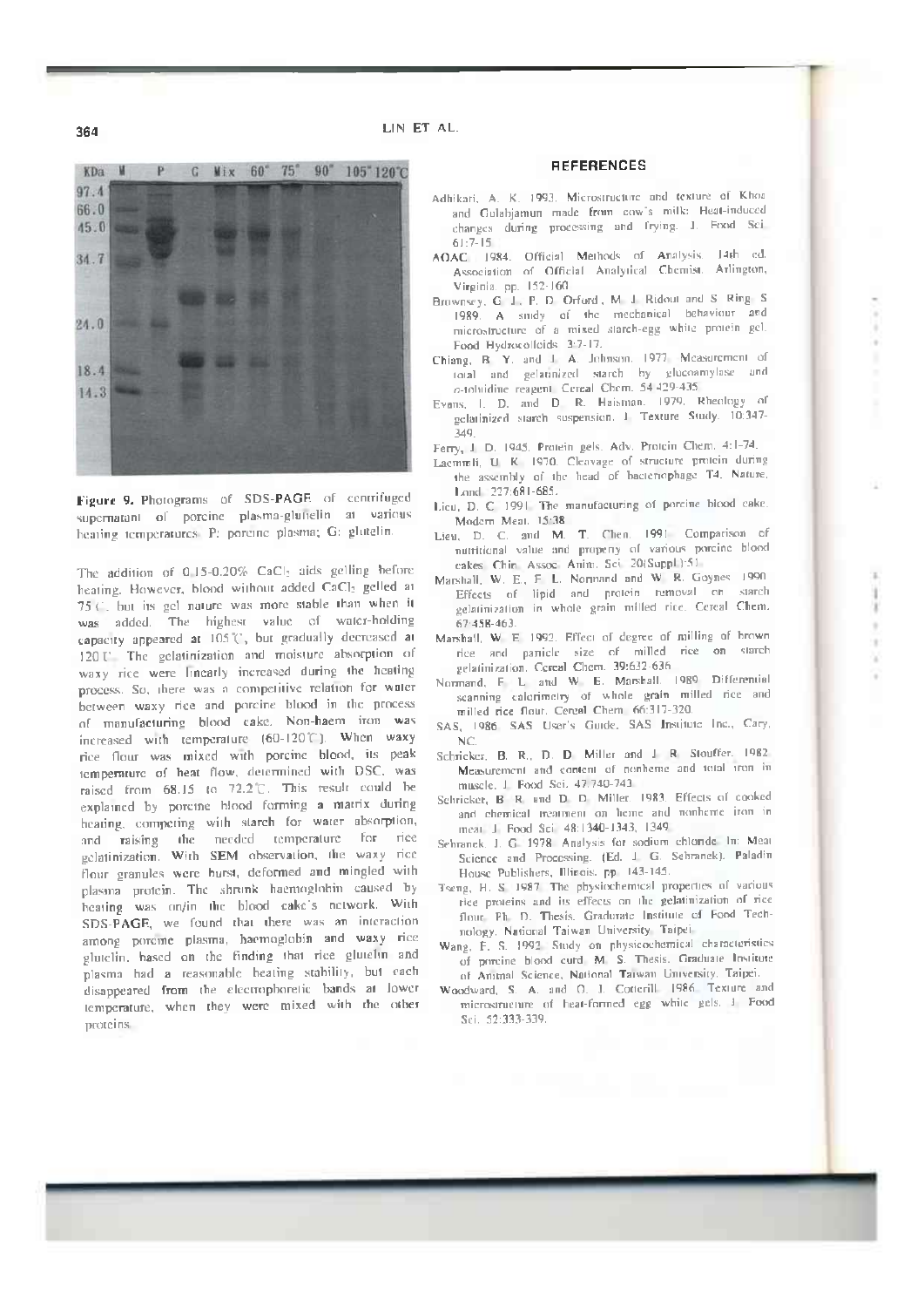KDa M P G Mix 60° 75° 90° 105° 120°C

97.4
66.0
45.0
34.7
24.0
18.4
14.3

**Figure 9.** Photograms of SDS-PAGE of centrifuged supernatant of porcine plasma-glutelin at various heating temperatures. P: porcine plasma; G: glutelin.

The addition of 0.15-0.20% $CaCl_2$ aids gelling before heating. However, blood without added $CaCl_2$ gelled at 75°C, but its gel nature was more stable than when it was added. The highest value of water-holding capacity appeared at 105°C, but gradually decreased at 120°C. The gelatinization and moisture absorption of waxy rice were linearly increased during the heating process. So, there was a competitive relation for water between waxy rice and porcine blood in the process of manufacturing blood cake. Non-haem iron was increased with temperature (60-120°C). When waxy rice flour was mixed with porcine blood, its peak temperature of heat flow, determined with DSC, was raised from 68.15 to 72.2°C. This result could be explained by porcine blood forming a matrix during heating, competing with starch for water absorption, and raising the needed temperature for rice gelatinization. With SEM observation, the waxy rice flour granules were burst, deformed and mingled with plasma protein. The shrunk haemoglobin caused by heating was on/in the blood cake's network. With SDS-PAGE, we found that there was an interaction among porcine plasma, haemoglobin and waxy rice glutelin, based on the finding that rice glutelin and plasma had a reasonable heating stability, but each disappeared from the electrophoretic bands at lower temperature, when they were mixed with the other proteins.

## REFERENCES

Adhikari, A. K. 1993. Microstructure and texture of Khoa and Gulabjamun made from cow's milk: Heat-induced changes during processing and frying. J. Food Sci. 61:7-15.

AOAC. 1984. Official Methods of Analysis. 14th ed. Association of Official Analytical Chemist. Arlington, Virginia. pp. 152-160.

Brownsey, G. J., P. D. Orford, M. J. Ridout and S. Ring. S. 1989. A study of the mechanical behaviour and microstructure of a mixed starch-egg white protein gel. Food Hydrocolloids 3:7-17.

Chiang, B. Y. and J. A. Johnson. 1977. Measurement of total and gelatinized starch by glucoamylase and o-toluidine reagent. Cereal Chem. 54:429-435.

Evans, I. D. and D. R. Haisman. 1979. Rheology of gelatinized starch suspension. J. Texture Study. 10:347-349.

Ferry, J. D. 1945. Protein gels. Adv. Protein Chem. 4:1-74.

Laemmli, U. K. 1970. Cleavage of structure protein during the assembly of the head of bacteriophage T4. Nature, Lond. 227:681-685.

Lieu, D. C. 1991. The manufacturing of porcine blood cake. Modern Meat. 15:38.

Lieu, D. C. and M. T. Chen. 1991. Comparison of nutritional value and property of various porcine blood cakes. Chin. Assoc. Anim. Sci. 20(Suppl.):51.

Marshall, W. E., F. L. Normand and W. R. Goynes. 1990. Effects of lipid and protein removal on starch gelatinization in whole grain milled rice. Cereal Chem. 67:458-463.

Marshall, W. E. 1992. Effect of degree of milling of brown rice and panicle size of milled rice on starch gelatinization. Cereal Chem. 39:632-636.

Normand, F. L. and W. E. Marshall. 1989. Differential scanning calorimetry of whole grain milled rice and milled rice flour. Cereal Chem. 66:317-320.

SAS, 1986. SAS User's Guide. SAS Institute Inc., Cary, NC.

Schricker, B. R., D. D. Miller and J. R. Stouffer. 1982. Measurement and content of nonheme and total iron in muscle. J. Food Sci. 47:740-743.

Schricker, B. R. and D. D. Miller. 1983. Effects of cooked and chemical treatment on heme and nonheme iron in meat. J. Food Sci. 48:1340-1343, 1349.

Sebranek, J. G. 1978. Analysis for sodium chloride. In: Meat Science and Processing. (Ed. J. G. Sebranek). Paladin House Publishers, Illinois. pp. 143-145.

Tseng, H. S. 1987. The physicochemical properties of various rice proteins and its effects on the gelatinization of rice flour. Ph. D. Thesis. Graduate Institute of Food Technology. National Taiwan University. Taipei.

Wang, F. S. 1992. Study on physicochemical characteristics of porcine blood curd. M. S. Thesis. Graduate Institute of Animal Science, National Taiwan University. Taipei.

Woodward, S. A. and O. J. Cotterill. 1986. Texture and microstructure of heat-formed egg white gels. J. Food Sci. 52:333-339.